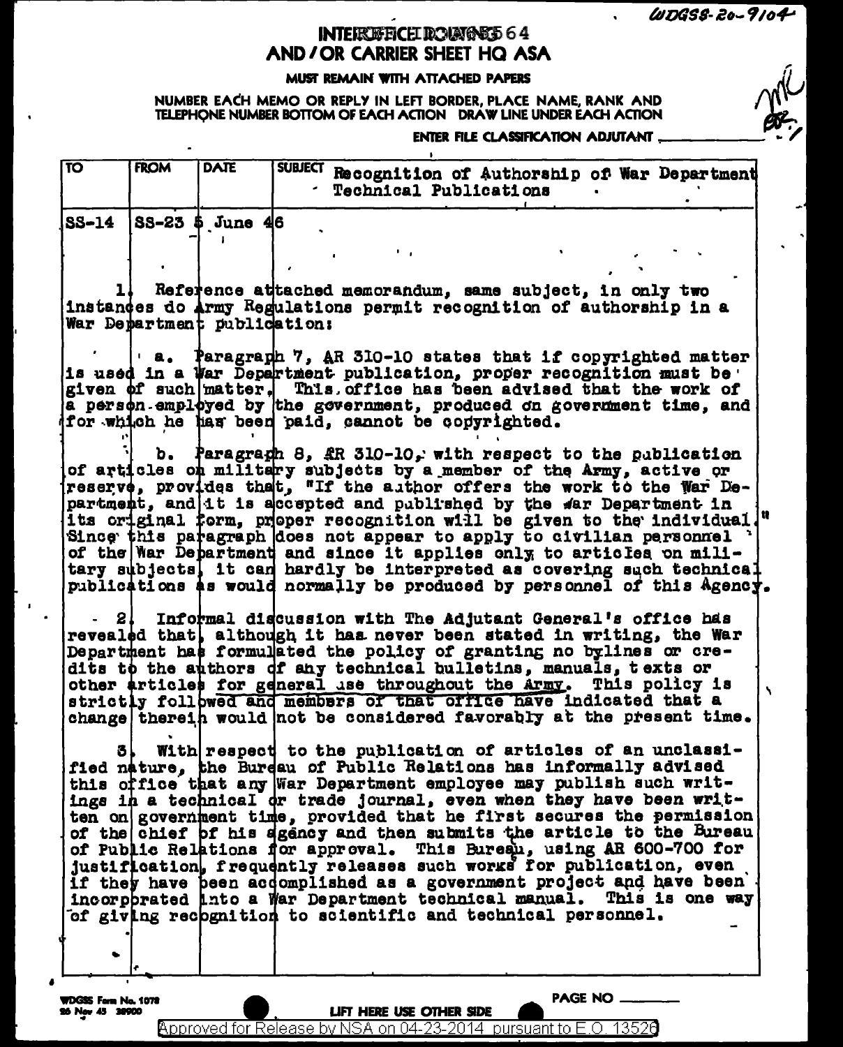WDGSS-20-9104

# INTEROFFICE ROUTING 64
# AND / OR CARRIER SHEET HQ ASA

**MUST REMAIN WITH ATTACHED PAPERS**

NUMBER EACH MEMO OR REPLY IN LEFT BORDER, PLACE NAME, RANK AND TELEPHONE NUMBER BOTTOM OF EACH ACTION DRAW LINE UNDER EACH ACTION

ENTER FILE CLASSIFICATION ADJUTANT

| TO | FROM | DATE | SUBJECT Recognition of Authorship of War Department Technical Publications |
|---|---|---|---|
| SS-14 | SS-23 | 5 June 46 | |

1. Reference attached memorandum, same subject, in only two instances do Army Regulations permit recognition of authorship in a War Department publication:

   a. Paragraph 7, AR 310-10 states that if copyrighted matter is used in a War Department publication, proper recognition must be given of such matter. This office has been advised that the work of a person employed by the government, produced on government time, and for which he has been paid, cannot be copyrighted.

   b. Paragraph 8, AR 310-10, with respect to the publication of articles on military subjects by a member of the Army, active or reserve, provides that, "If the author offers the work to the War Department, and it is accepted and published by the War Department in its original form, proper recognition will be given to the individual." Since this paragraph does not appear to apply to civilian personnel of the War Department and since it applies only to articles on military subjects, it can hardly be interpreted as covering such technical publications as would normally be produced by personnel of this Agency.

2. Informal discussion with The Adjutant General's office has revealed that, although it has never been stated in writing, the War Department has formulated the policy of granting no bylines or credits to the authors of any technical bulletins, manuals, texts or other articles for general use throughout the Army. This policy is strictly followed and members of that office have indicated that a change therein would not be considered favorably at the present time.

3. With respect to the publication of articles of an unclassified nature, the Bureau of Public Relations has informally advised this office that any War Department employee may publish such writings in a technical or trade journal, even when they have been written on government time, provided that he first secures the permission of the chief of his agency and then submits the article to the Bureau of Public Relations for approval. This Bureau, using AR 600-700 for justification, frequently releases such works for publication, even if they have been accomplished as a government project and have been incorporated into a War Department technical manual. This is one way of giving recognition to scientific and technical personnel.

WDGSS Form No. 1078
26 Nov 45 38900

LIFT HERE USE OTHER SIDE

PAGE NO

Approved for Release by NSA on 04-23-2014 pursuant to E.O. 13526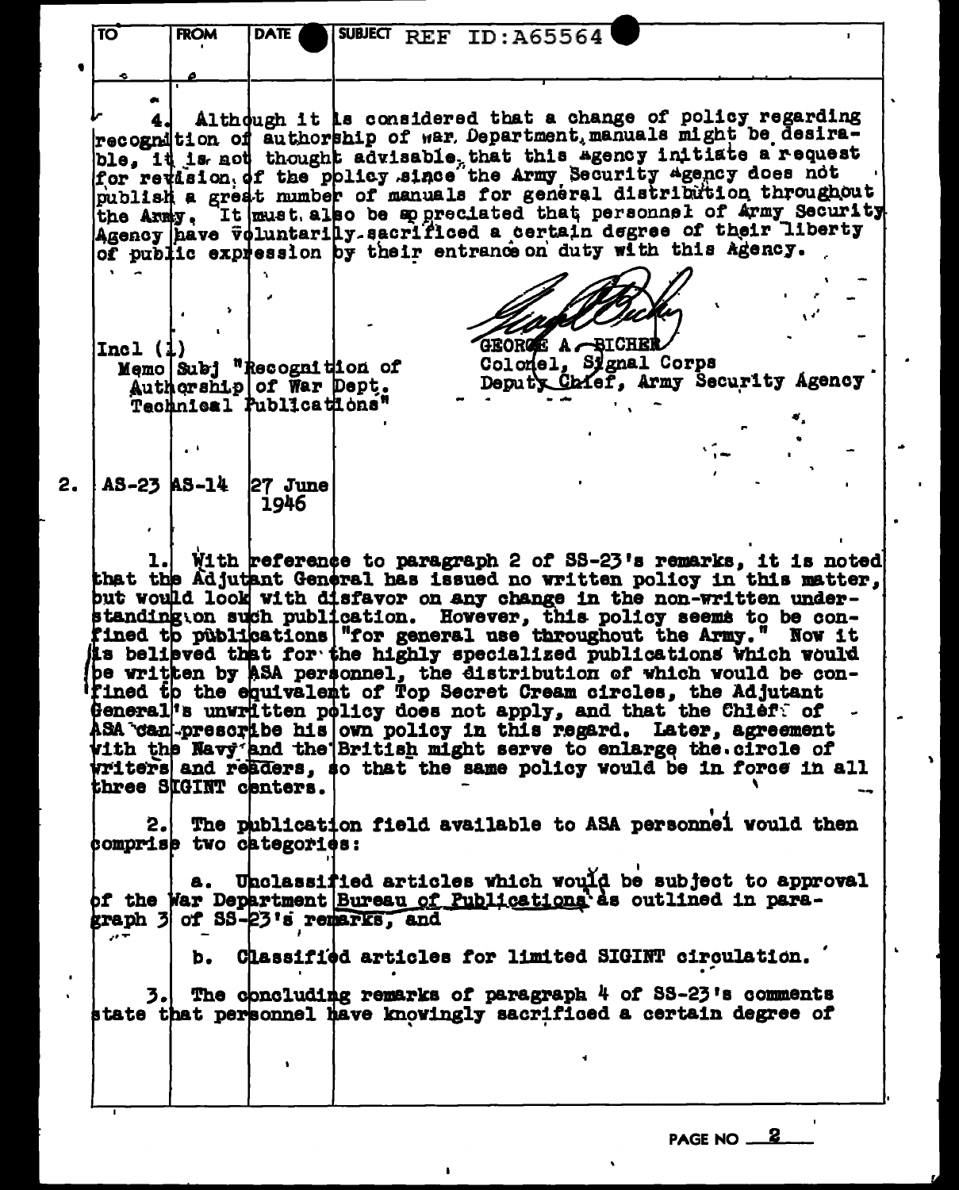| TO | FROM | DATE | SUBJECT REF ID:A65564 |
|---|---|---|---|

4. Although it is considered that a change of policy regarding recognition of authorship of War Department manuals might be desirable, it is not thought advisable that this agency initiate a request for revision of the policy since the Army Security Agency does not publish a great number of manuals for general distribution throughout the Army. It must also be appreciated that personnel of Army Security Agency have voluntarily sacrificed a certain degree of their liberty of public expression by their entrance on duty with this Agency.

Incl (1)
Memo Subj "Recognition of Authorship of War Dept. Technical Publications"

GEORGE A. BICHER
Colonel, Signal Corps
Deputy Chief, Army Security Agency

2. AS-23 AS-14 27 June 1946

1. With reference to paragraph 2 of SS-23's remarks, it is noted that the Adjutant General has issued no written policy in this matter, but would look with disfavor on any change in the non-written understanding on such publication. However, this policy seems to be confined to publications "for general use throughout the Army." Now it is believed that for the highly specialized publications which would be written by ASA personnel, the distribution of which would be confined to the equivalent of Top Secret Cream circles, the Adjutant General's unwritten policy does not apply, and that the Chief of ASA can prescribe his own policy in this regard. Later, agreement with the Navy and the British might serve to enlarge the circle of writers and readers, so that the same policy would be in force in all three SIGINT centers.

2. The publication field available to ASA personnel would then comprise two categories:

a. Unclassified articles which would be subject to approval of the War Department Bureau of Publications as outlined in paragraph 3 of SS-23's remarks, and

b. Classified articles for limited SIGINT circulation.

3. The concluding remarks of paragraph 4 of SS-23's comments state that personnel have knowingly sacrificed a certain degree of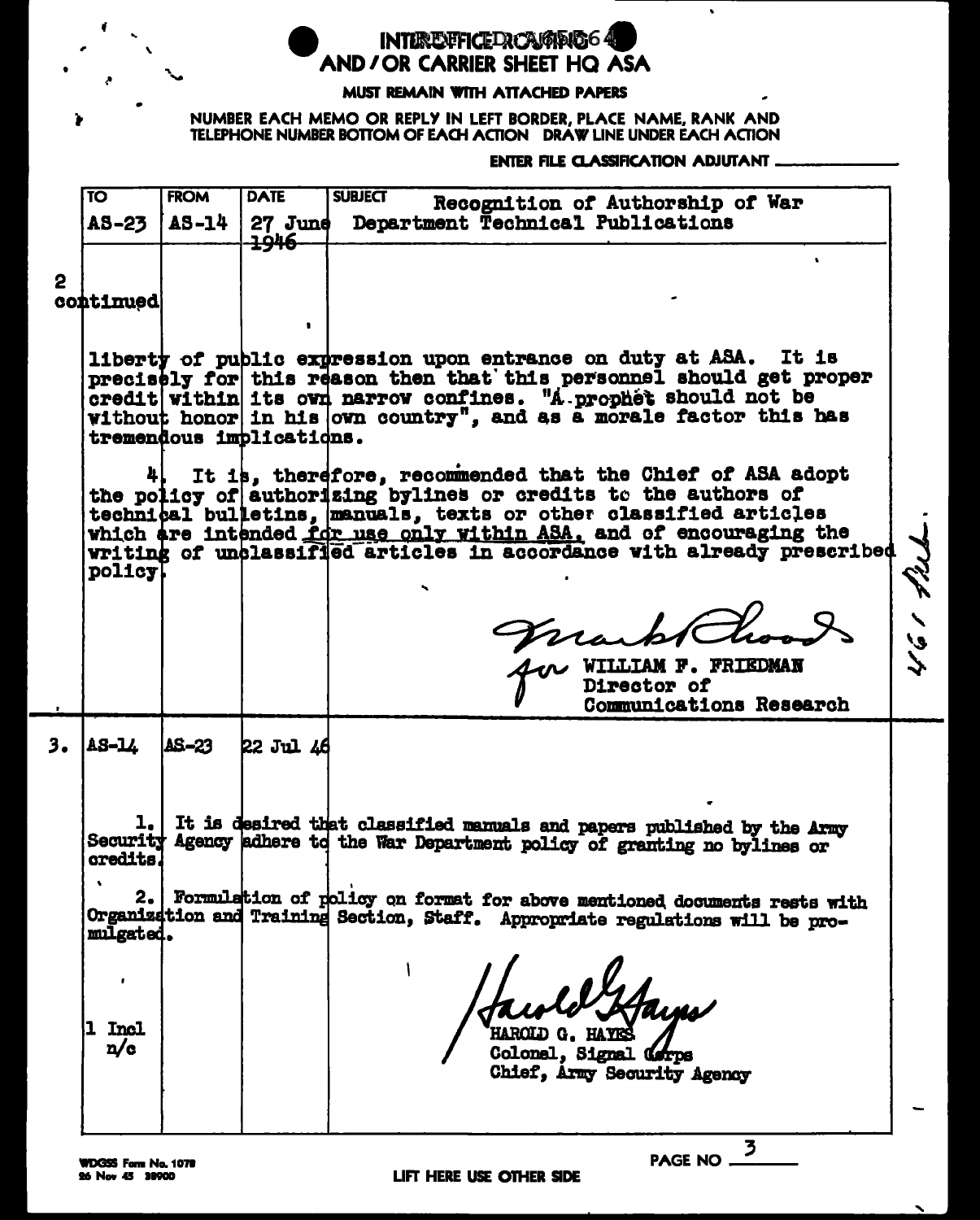INTEROFFICE ROUTING 64
AND / OR CARRIER SHEET HQ ASA

MUST REMAIN WITH ATTACHED PAPERS

NUMBER EACH MEMO OR REPLY IN LEFT BORDER, PLACE NAME, RANK AND TELEPHONE NUMBER BOTTOM OF EACH ACTION DRAW LINE UNDER EACH ACTION

ENTER FILE CLASSIFICATION ADJUTANT ___________

| TO | FROM | DATE | SUBJECT |
|---|---|---|---|
| AS-23 | AS-14 | 27 June 1946 | Recognition of Authorship of War Department Technical Publications |

**2 continued**

liberty of public expression upon entrance on duty at ASA. It is precisely for this reason then that this personnel should get proper credit within its own narrow confines. "A prophet should not be without honor in his own country", and as a morale factor this has tremendous implications.

4. It is, therefore, recommended that the Chief of ASA adopt the policy of authorizing bylines or credits to the authors of technical bulletins, manuals, texts or other classified articles which are intended _for use only within ASA,_ and of encouraging the writing of unclassified articles in accordance with already prescribed policy.

for WILLIAM F. FRIEDMAN
Director of
Communications Research

---

| | TO | FROM | DATE |
|---|---|---|---|
| 3. | AS-14 | AS-23 | 22 Jul 46 |

1. It is desired that classified manuals and papers published by the Army Security Agency adhere to the War Department policy of granting no bylines or credits.

2. Formulation of policy on format for above mentioned documents rests with Organization and Training Section, Staff. Appropriate regulations will be promulgated.

1 Incl
n/c

HAROLD G. HAYES
Colonel, Signal Corps
Chief, Army Security Agency

---

WDGSS Form No. 1078
26 Nov 45 38900

LIFT HERE USE OTHER SIDE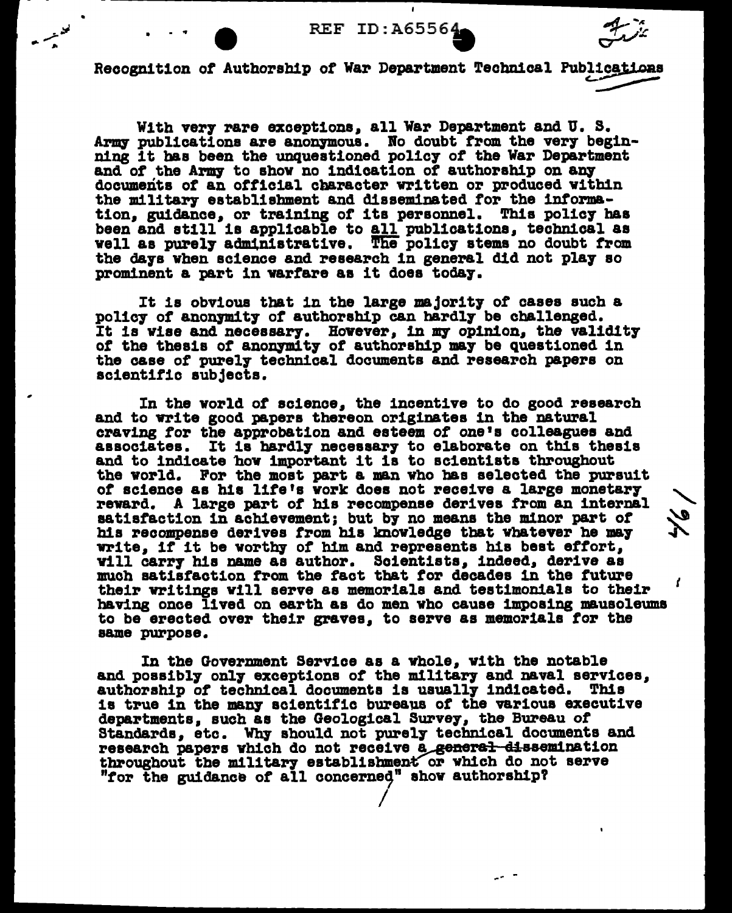# Recognition of Authorship of War Department Technical Publications

With very rare exceptions, all War Department and U. S. Army publications are anonymous. No doubt from the very beginning it has been the unquestioned policy of the War Department and of the Army to show no indication of authorship on any documents of an official character written or produced within the military establishment and disseminated for the information, guidance, or training of its personnel. This policy has been and still is applicable to all publications, technical as well as purely administrative. The policy stems no doubt from the days when science and research in general did not play so prominent a part in warfare as it does today.

It is obvious that in the large majority of cases such a policy of anonymity of authorship can hardly be challenged. It is wise and necessary. However, in my opinion, the validity of the thesis of anonymity of authorship may be questioned in the case of purely technical documents and research papers on scientific subjects.

In the world of science, the incentive to do good research and to write good papers thereon originates in the natural craving for the approbation and esteem of one's colleagues and associates. It is hardly necessary to elaborate on this thesis and to indicate how important it is to scientists throughout the world. For the most part a man who has selected the pursuit of science as his life's work does not receive a large monetary reward. A large part of his recompense derives from an internal satisfaction in achievement; but by no means the minor part of his recompense derives from his knowledge that whatever he may write, if it be worthy of him and represents his best effort, will carry his name as author. Scientists, indeed, derive as much satisfaction from the fact that for decades in the future their writings will serve as memorials and testimonials to their having once lived on earth as do men who cause imposing mausoleums to be erected over their graves, to serve as memorials for the same purpose.

In the Government Service as a whole, with the notable and possibly only exceptions of the military and naval services, authorship of technical documents is usually indicated. This is true in the many scientific bureaus of the various executive departments, such as the Geological Survey, the Bureau of Standards, etc. Why should not purely technical documents and research papers which do not receive a ~~general dissemination~~ throughout the military establishment or which do not serve "for the guidance of all concerned" show authorship?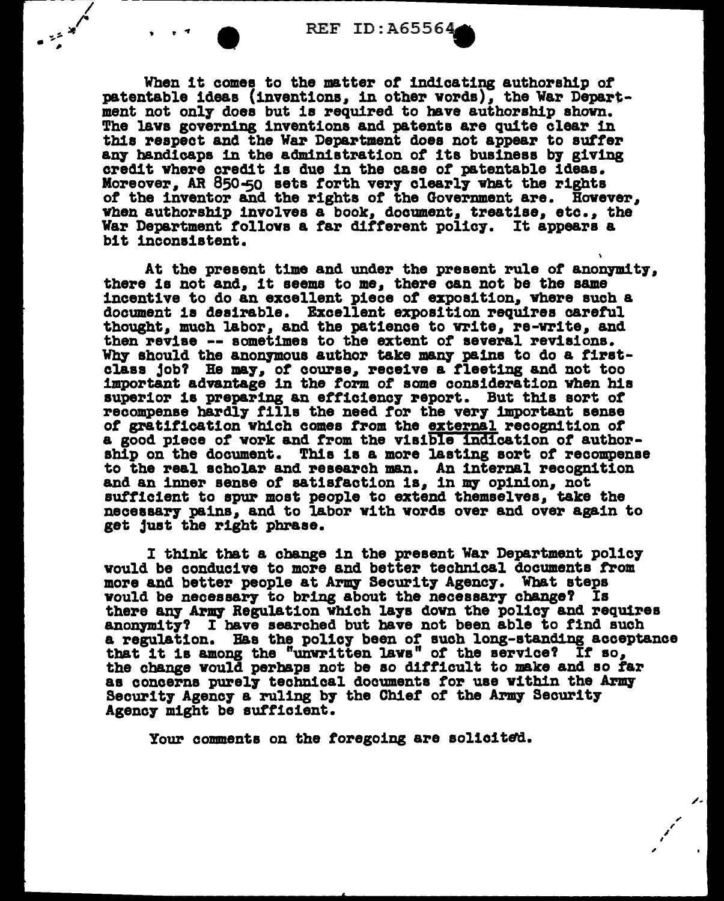When it comes to the matter of indicating authorship of patentable ideas (inventions, in other words), the War Department not only does but is required to have authorship shown. The laws governing inventions and patents are quite clear in this respect and the War Department does not appear to suffer any handicaps in the administration of its business by giving credit where credit is due in the case of patentable ideas. Moreover, AR 850-50 sets forth very clearly what the rights of the inventor and the rights of the Government are. However, when authorship involves a book, document, treatise, etc., the War Department follows a far different policy. It appears a bit inconsistent.

At the present time and under the present rule of anonymity, there is not and, it seems to me, there can not be the same incentive to do an excellent piece of exposition, where such a document is desirable. Excellent exposition requires careful thought, much labor, and the patience to write, re-write, and then revise -- sometimes to the extent of several revisions. Why should the anonymous author take many pains to do a first-class job? He may, of course, receive a fleeting and not too important advantage in the form of some consideration when his superior is preparing an efficiency report. But this sort of recompense hardly fills the need for the very important sense of gratification which comes from the <u>external</u> recognition of a good piece of work and from the <u>visible indication</u> of authorship on the document. This is a more lasting sort of recompense to the real scholar and research man. An internal recognition and an inner sense of satisfaction is, in my opinion, not sufficient to spur most people to extend themselves, take the necessary pains, and to labor with words over and over again to get just the right phrase.

I think that a change in the present War Department policy would be conducive to more and better technical documents from more and better people at Army Security Agency. What steps would be necessary to bring about the necessary change? Is there any Army Regulation which lays down the policy and requires anonymity? I have searched but have not been able to find such a regulation. Has the policy been of such long-standing acceptance that it is among the "unwritten laws" of the service? If so, the change would perhaps not be so difficult to make and so far as concerns purely technical documents for use within the Army Security Agency a ruling by the Chief of the Army Security Agency might be sufficient.

Your comments on the foregoing are solicited.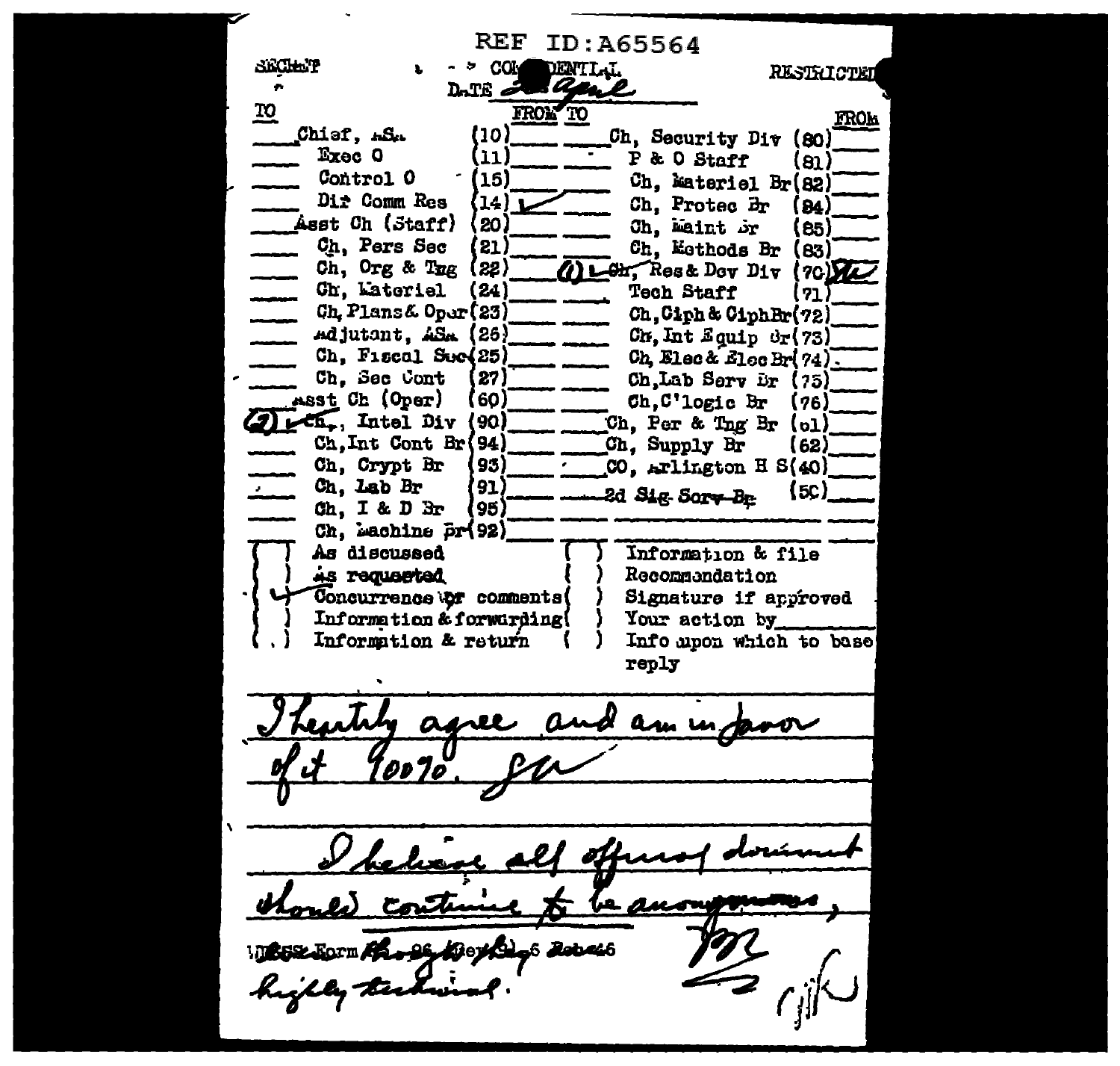REF ID:A65564

SECRET — CONFIDENTIAL — RESTRICTED

DATE 2 April

| TO | | FROM | TO | | FROM |
|---|---|---|---|---|---|
| | Chief, ASA (10) | | | Ch, Security Div (80) | |
| | Exec O (11) | | | P & O Staff (81) | |
| | Control O (15) | | | Ch, Materiel Br (82) | |
| | Dir Comm Res (14) | ✓ | | Ch, Protec Br (84) | |
| | Asst Ch (Staff) (20) | | | Ch, Maint Br (85) | |
| | Ch, Pers Sec (21) | | | Ch, Methods Br (83) | |
| | Ch, Org & Tng (22) | | (1) ✓ | Ch, Res & Dev Div (70) | SK |
| | Ch, Materiel (24) | | | Tech Staff (71) | |
| | Ch, Plans & Oper (23) | | | Ch, Ciph & Ciph Br (72) | |
| | Adjutant, ASA (26) | | | Ch, Int Equip Br (73) | |
| | Ch, Fiscal Sec (25) | | | Ch, Elec & Elec Br (74) | |
| | Ch, Sec Cont (27) | | | Ch, Lab Serv Br (75) | |
| | Asst Ch (Oper) (60) | | | Ch, C'logic Br (76) | |
| (2) ✓ | Ch, Intel Div (90) | | | Ch, Per & Tng Br (61) | |
| | Ch, Int Cont Br (94) | | | Ch, Supply Br (62) | |
| | Ch, Crypt Br (93) | | | CO, Arlington H S (40) | |
| | Ch, Lab Br (91) | | | ~~2d Sig Serv Br~~ (50) | |
| | Ch, I & D Br (95) | | | | |
| | Ch, Machine Br (92) | | | | |

- ( ) As discussed
- ( ) As requested
- (✓) Concurrence or comments
- ( ) Information & forwarding
- ( ) Information & return
- ( ) Information & file
- ( ) Recommendation
- ( ) Signature if approved
- ( ) Your action by\_\_\_\_\_\_
- ( ) Info upon which to base reply

*I heartily agree and am in favor of it 100%. SK*

*I believe all offices of document should continue to be anonymous, highly technical.*

*[initials]*

ASA Form ~~No 96 (Rev 1)~~ 6 Feb 46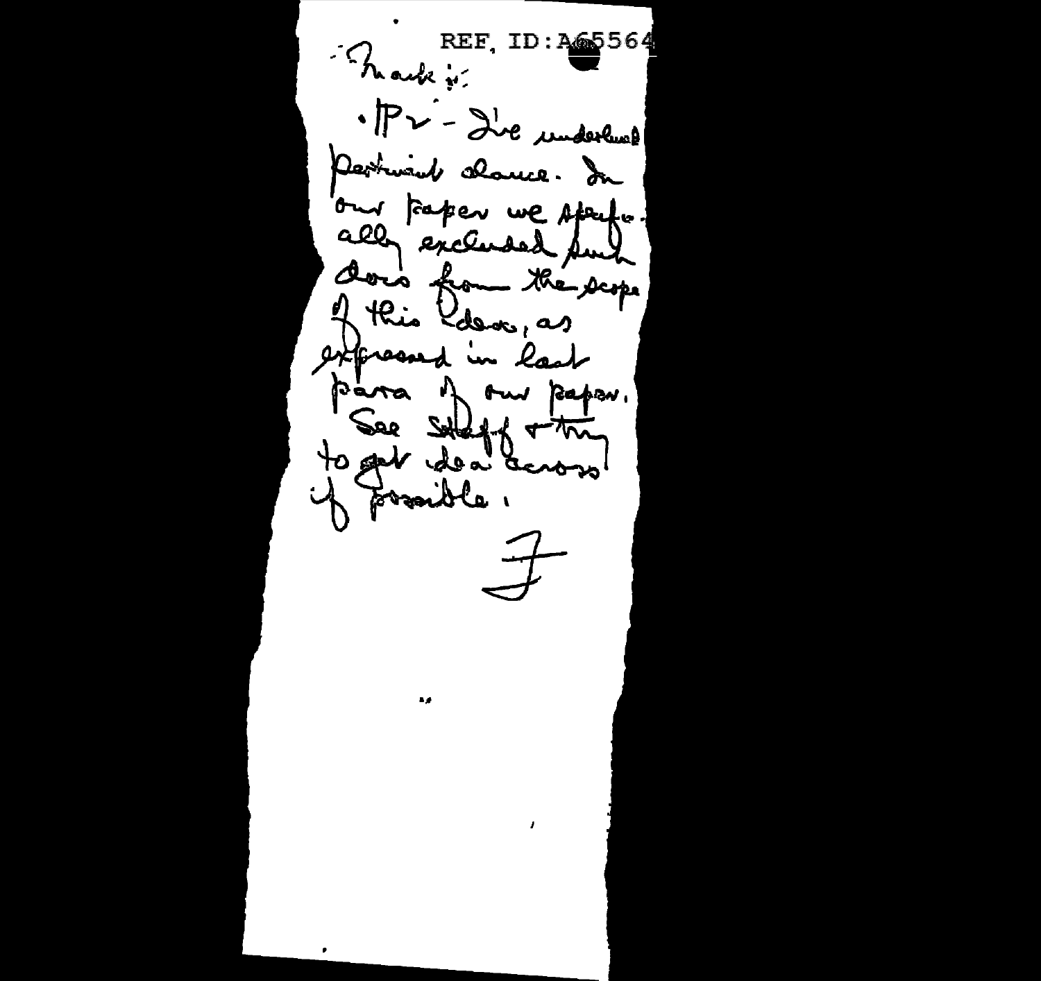Mark :-

· Pr - I've underlined pertinent clause. In our paper we specifically excluded such docs from the scope of this idea, as expressed in last para of our paper. See Stoff & try to get idea across if possible.

F